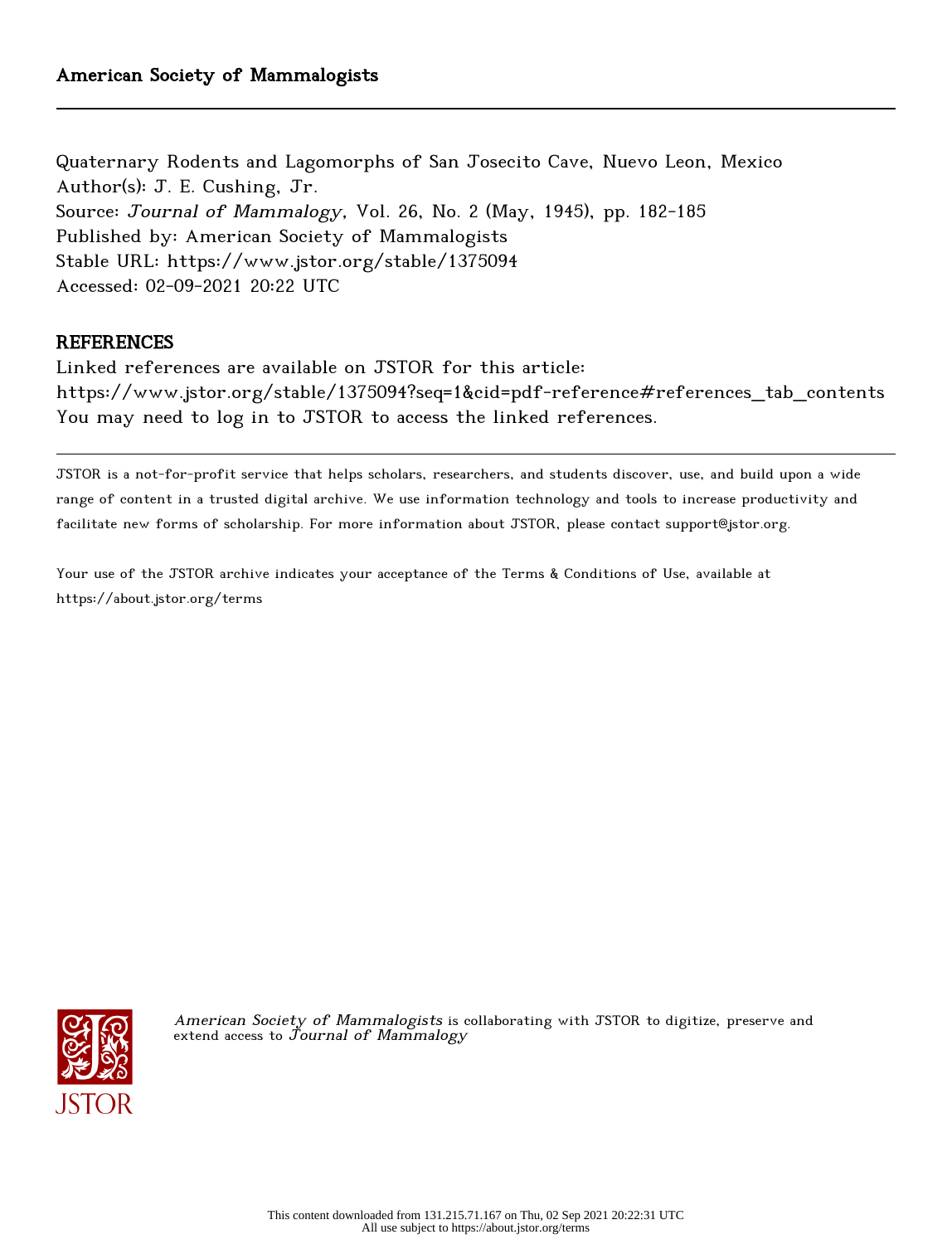American Society of Mammalogists

---

Quaternary Rodents and Lagomorphs of San Josecito Cave, Nuevo Leon, Mexico
Author(s): J. E. Cushing, Jr.
Source: *Journal of Mammalogy*, Vol. 26, No. 2 (May, 1945), pp. 182-185
Published by: American Society of Mammalogists
Stable URL: https://www.jstor.org/stable/1375094
Accessed: 02-09-2021 20:22 UTC

## REFERENCES

Linked references are available on JSTOR for this article:
https://www.jstor.org/stable/1375094?seq=1&cid=pdf-reference#references_tab_contents
You may need to log in to JSTOR to access the linked references.

---

JSTOR is a not-for-profit service that helps scholars, researchers, and students discover, use, and build upon a wide range of content in a trusted digital archive. We use information technology and tools to increase productivity and facilitate new forms of scholarship. For more information about JSTOR, please contact support@jstor.org.

Your use of the JSTOR archive indicates your acceptance of the Terms & Conditions of Use, available at https://about.jstor.org/terms

*American Society of Mammalogists* is collaborating with JSTOR to digitize, preserve and extend access to *Journal of Mammalogy*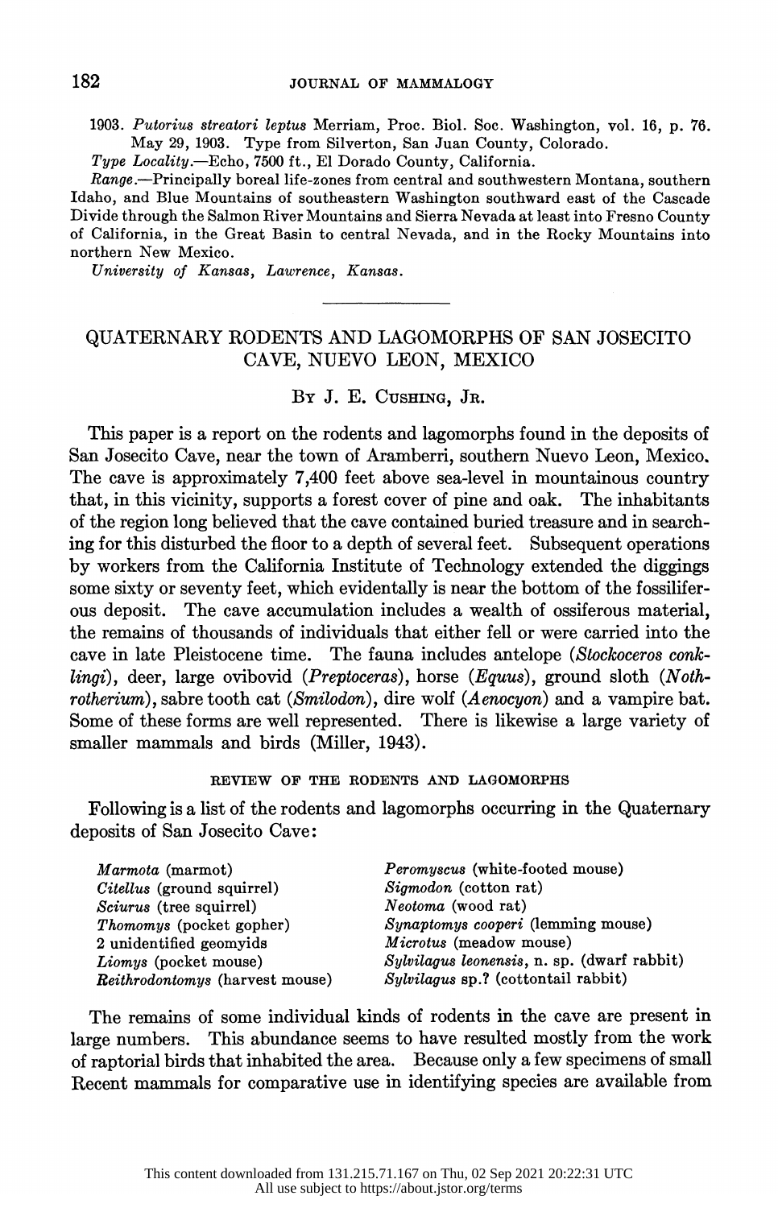1903. *Putorius streatori leptus* Merriam, Proc. Biol. Soc. Washington, vol. 16, p. 76. May 29, 1903. Type from Silverton, San Juan County, Colorado.

*Type Locality*.—Echo, 7500 ft., El Dorado County, California.

*Range*.—Principally boreal life-zones from central and southwestern Montana, southern Idaho, and Blue Mountains of southeastern Washington southward east of the Cascade Divide through the Salmon River Mountains and Sierra Nevada at least into Fresno County of California, in the Great Basin to central Nevada, and in the Rocky Mountains into northern New Mexico.

*University of Kansas, Lawrence, Kansas.*

---

# QUATERNARY RODENTS AND LAGOMORPHS OF SAN JOSECITO CAVE, NUEVO LEON, MEXICO

By J. E. Cushing, Jr.

This paper is a report on the rodents and lagomorphs found in the deposits of San Josecito Cave, near the town of Aramberri, southern Nuevo Leon, Mexico. The cave is approximately 7,400 feet above sea-level in mountainous country that, in this vicinity, supports a forest cover of pine and oak. The inhabitants of the region long believed that the cave contained buried treasure and in searching for this disturbed the floor to a depth of several feet. Subsequent operations by workers from the California Institute of Technology extended the diggings some sixty or seventy feet, which evidentally is near the bottom of the fossiliferous deposit. The cave accumulation includes a wealth of ossiferous material, the remains of thousands of individuals that either fell or were carried into the cave in late Pleistocene time. The fauna includes antelope (*Stockoceros conklingi*), deer, large ovibovid (*Preptoceras*), horse (*Equus*), ground sloth (*Nothrotherium*), sabre tooth cat (*Smilodon*), dire wolf (*Aenocyon*) and a vampire bat. Some of these forms are well represented. There is likewise a large variety of smaller mammals and birds (Miller, 1943).

## REVIEW OF THE RODENTS AND LAGOMORPHS

Following is a list of the rodents and lagomorphs occurring in the Quaternary deposits of San Josecito Cave:

- *Marmota* (marmot)
- *Citellus* (ground squirrel)
- *Sciurus* (tree squirrel)
- *Thomomys* (pocket gopher)
- 2 unidentified geomyids
- *Liomys* (pocket mouse)
- *Reithrodontomys* (harvest mouse)
- *Peromyscus* (white-footed mouse)
- *Sigmodon* (cotton rat)
- *Neotoma* (wood rat)
- *Synaptomys cooperi* (lemming mouse)
- *Microtus* (meadow mouse)
- *Sylvilagus leonensis*, n. sp. (dwarf rabbit)
- *Sylvilagus* sp.? (cottontail rabbit)

The remains of some individual kinds of rodents in the cave are present in large numbers. This abundance seems to have resulted mostly from the work of raptorial birds that inhabited the area. Because only a few specimens of small Recent mammals for comparative use in identifying species are available from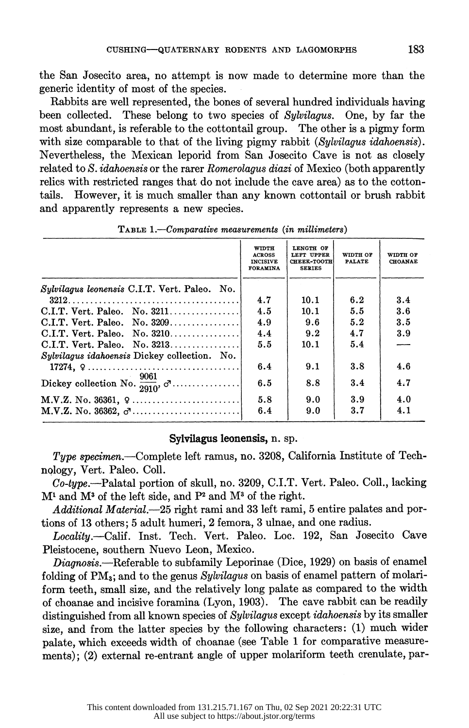the San Josecito area, no attempt is now made to determine more than the generic identity of most of the species.

Rabbits are well represented, the bones of several hundred individuals having been collected. These belong to two species of *Sylvilagus*. One, by far the most abundant, is referable to the cottontail group. The other is a pigmy form with size comparable to that of the living pigmy rabbit (*Sylvilagus idahoensis*). Nevertheless, the Mexican leporid from San Josecito Cave is not as closely related to *S. idahoensis* or the rarer *Romerolagus diazi* of Mexico (both apparently relics with restricted ranges that do not include the cave area) as to the cottontails. However, it is much smaller than any known cottontail or brush rabbit and apparently represents a new species.

TABLE 1.—*Comparative measurements (in millimeters)*

| | Width across incisive foramina | Length of left upper cheek-tooth series | Width of palate | Width of choanae |
|---|---|---|---|---|
| *Sylvilagus leonensis* C.I.T. Vert. Paleo. No. 3212 | 4.7 | 10.1 | 6.2 | 3.4 |
| C.I.T. Vert. Paleo. No. 3211 | 4.5 | 10.1 | 5.5 | 3.6 |
| C.I.T. Vert. Paleo. No. 3209 | 4.9 | 9.6 | 5.2 | 3.5 |
| C.I.T. Vert. Paleo. No. 3210 | 4.4 | 9.2 | 4.7 | 3.9 |
| C.I.T. Vert. Paleo. No. 3213 | 5.5 | 10.1 | 5.4 | — |
| *Sylvilagus idahoensis* Dickey collection. No. 17274, ♀ | 6.4 | 9.1 | 3.8 | 4.6 |
| Dickey collection No. $\frac{9061}{2910}$, ♂ | 6.5 | 8.8 | 3.4 | 4.7 |
| M.V.Z. No. 36361, ♀ | 5.8 | 9.0 | 3.9 | 4.0 |
| M.V.Z. No. 36362, ♂ | 6.4 | 9.0 | 3.7 | 4.1 |

## **Sylvilagus leonensis**, n. sp.

*Type specimen.*—Complete left ramus, no. 3208, California Institute of Technology, Vert. Paleo. Coll.

*Co-type.*—Palatal portion of skull, no. 3209, C.I.T. Vert. Paleo. Coll., lacking $M^1$ and $M^3$ of the left side, and $P^2$ and $M^3$ of the right.

*Additional Material.*—25 right rami and 33 left rami, 5 entire palates and portions of 13 others; 5 adult humeri, 2 femora, 3 ulnae, and one radius.

*Locality.*—Calif. Inst. Tech. Vert. Paleo. Loc. 192, San Josecito Cave Pleistocene, southern Nuevo Leon, Mexico.

*Diagnosis.*—Referable to subfamily Leporinae (Dice, 1929) on basis of enamel folding of $PM_3$; and to the genus *Sylvilagus* on basis of enamel pattern of molariform teeth, small size, and the relatively long palate as compared to the width of choanae and incisive foramina (Lyon, 1903). The cave rabbit can be readily distinguished from all known species of *Sylvilagus* except *idahoensis* by its smaller size, and from the latter species by the following characters: (1) much wider palate, which exceeds width of choanae (see Table 1 for comparative measurements); (2) external re-entrant angle of upper molariform teeth crenulate, par-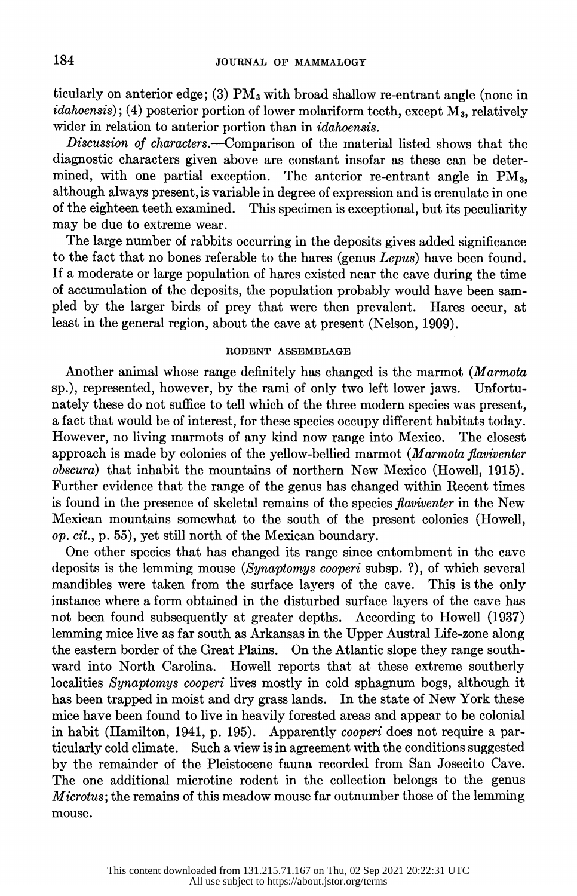ticularly on anterior edge; (3) $PM_3$ with broad shallow re-entrant angle (none in *idahoensis*); (4) posterior portion of lower molariform teeth, except $M_3$, relatively wider in relation to anterior portion than in *idahoensis*.

*Discussion of characters.*—Comparison of the material listed shows that the diagnostic characters given above are constant insofar as these can be determined, with one partial exception. The anterior re-entrant angle in $PM_3$, although always present, is variable in degree of expression and is crenulate in one of the eighteen teeth examined. This specimen is exceptional, but its peculiarity may be due to extreme wear.

The large number of rabbits occurring in the deposits gives added significance to the fact that no bones referable to the hares (genus *Lepus*) have been found. If a moderate or large population of hares existed near the cave during the time of accumulation of the deposits, the population probably would have been sampled by the larger birds of prey that were then prevalent. Hares occur, at least in the general region, about the cave at present (Nelson, 1909).

## RODENT ASSEMBLAGE

Another animal whose range definitely has changed is the marmot (*Marmota* sp.), represented, however, by the rami of only two left lower jaws. Unfortunately these do not suffice to tell which of the three modern species was present, a fact that would be of interest, for these species occupy different habitats today. However, no living marmots of any kind now range into Mexico. The closest approach is made by colonies of the yellow-bellied marmot (*Marmota flaviventer obscura*) that inhabit the mountains of northern New Mexico (Howell, 1915). Further evidence that the range of the genus has changed within Recent times is found in the presence of skeletal remains of the species *flaviventer* in the New Mexican mountains somewhat to the south of the present colonies (Howell, *op. cit.*, p. 55), yet still north of the Mexican boundary.

One other species that has changed its range since entombment in the cave deposits is the lemming mouse (*Synaptomys cooperi* subsp. ?), of which several mandibles were taken from the surface layers of the cave. This is the only instance where a form obtained in the disturbed surface layers of the cave has not been found subsequently at greater depths. According to Howell (1937) lemming mice live as far south as Arkansas in the Upper Austral Life-zone along the eastern border of the Great Plains. On the Atlantic slope they range southward into North Carolina. Howell reports that at these extreme southerly localities *Synaptomys cooperi* lives mostly in cold sphagnum bogs, although it has been trapped in moist and dry grass lands. In the state of New York these mice have been found to live in heavily forested areas and appear to be colonial in habit (Hamilton, 1941, p. 195). Apparently *cooperi* does not require a particularly cold climate. Such a view is in agreement with the conditions suggested by the remainder of the Pleistocene fauna recorded from San Josecito Cave. The one additional microtine rodent in the collection belongs to the genus *Microtus*; the remains of this meadow mouse far outnumber those of the lemming mouse.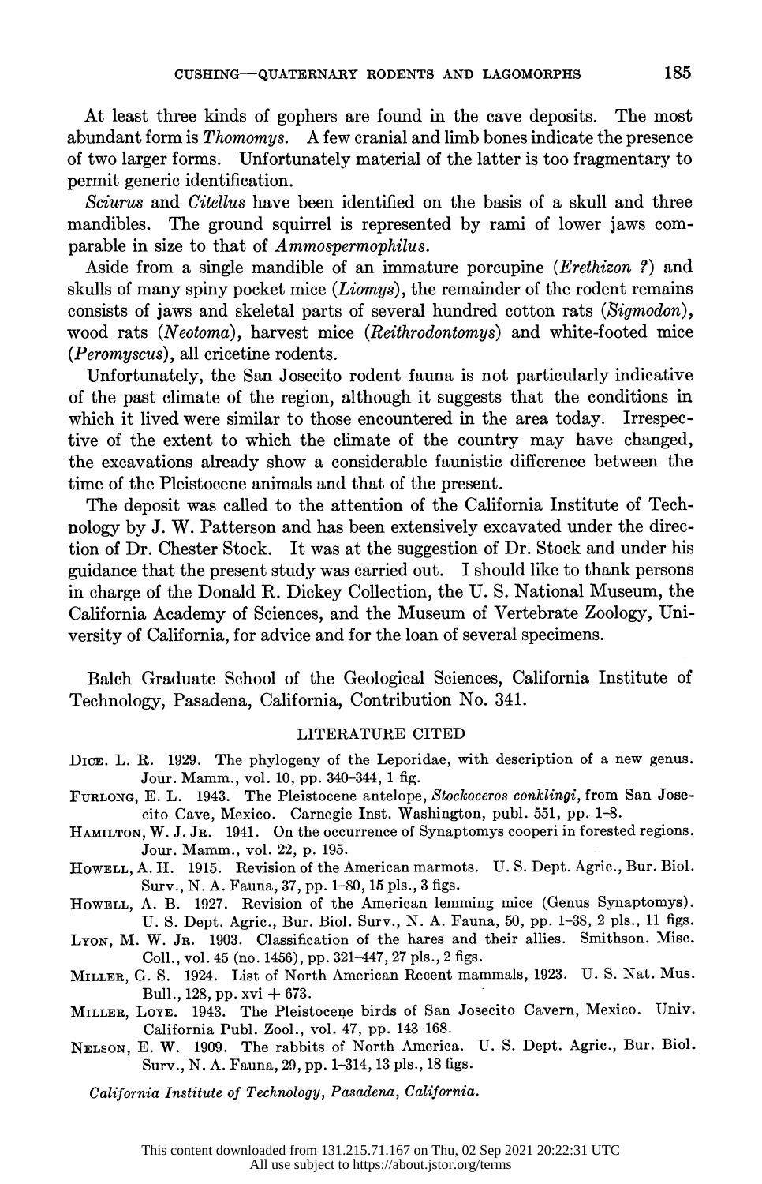At least three kinds of gophers are found in the cave deposits. The most abundant form is *Thomomys*. A few cranial and limb bones indicate the presence of two larger forms. Unfortunately material of the latter is too fragmentary to permit generic identification.

*Sciurus* and *Citellus* have been identified on the basis of a skull and three mandibles. The ground squirrel is represented by rami of lower jaws comparable in size to that of *Ammospermophilus*.

Aside from a single mandible of an immature porcupine (*Erethizon ?*) and skulls of many spiny pocket mice (*Liomys*), the remainder of the rodent remains consists of jaws and skeletal parts of several hundred cotton rats (*Sigmodon*), wood rats (*Neotoma*), harvest mice (*Reithrodontomys*) and white-footed mice (*Peromyscus*), all cricetine rodents.

Unfortunately, the San Josecito rodent fauna is not particularly indicative of the past climate of the region, although it suggests that the conditions in which it lived were similar to those encountered in the area today. Irrespective of the extent to which the climate of the country may have changed, the excavations already show a considerable faunistic difference between the time of the Pleistocene animals and that of the present.

The deposit was called to the attention of the California Institute of Technology by J. W. Patterson and has been extensively excavated under the direction of Dr. Chester Stock. It was at the suggestion of Dr. Stock and under his guidance that the present study was carried out. I should like to thank persons in charge of the Donald R. Dickey Collection, the U. S. National Museum, the California Academy of Sciences, and the Museum of Vertebrate Zoology, University of California, for advice and for the loan of several specimens.

Balch Graduate School of the Geological Sciences, California Institute of Technology, Pasadena, California, Contribution No. 341.

## LITERATURE CITED

Dice, L. R. 1929. The phylogeny of the Leporidae, with description of a new genus. Jour. Mamm., vol. 10, pp. 340–344, 1 fig.

Furlong, E. L. 1943. The Pleistocene antelope, *Stockoceros conklingi*, from San Josecito Cave, Mexico. Carnegie Inst. Washington, publ. 551, pp. 1–8.

Hamilton, W. J. Jr. 1941. On the occurrence of Synaptomys cooperi in forested regions. Jour. Mamm., vol. 22, p. 195.

Howell, A. H. 1915. Revision of the American marmots. U. S. Dept. Agric., Bur. Biol. Surv., N. A. Fauna, 37, pp. 1–80, 15 pls., 3 figs.

Howell, A. B. 1927. Revision of the American lemming mice (Genus Synaptomys). U. S. Dept. Agric., Bur. Biol. Surv., N. A. Fauna, 50, pp. 1–38, 2 pls., 11 figs.

Lyon, M. W. Jr. 1903. Classification of the hares and their allies. Smithson. Misc. Coll., vol. 45 (no. 1456), pp. 321–447, 27 pls., 2 figs.

Miller, G. S. 1924. List of North American Recent mammals, 1923. U. S. Nat. Mus. Bull., 128, pp. xvi + 673.

Miller, Loye. 1943. The Pleistocene birds of San Josecito Cavern, Mexico. Univ. California Publ. Zool., vol. 47, pp. 143–168.

Nelson, E. W. 1909. The rabbits of North America. U. S. Dept. Agric., Bur. Biol. Surv., N. A. Fauna, 29, pp. 1–314, 13 pls., 18 figs.

*California Institute of Technology, Pasadena, California.*